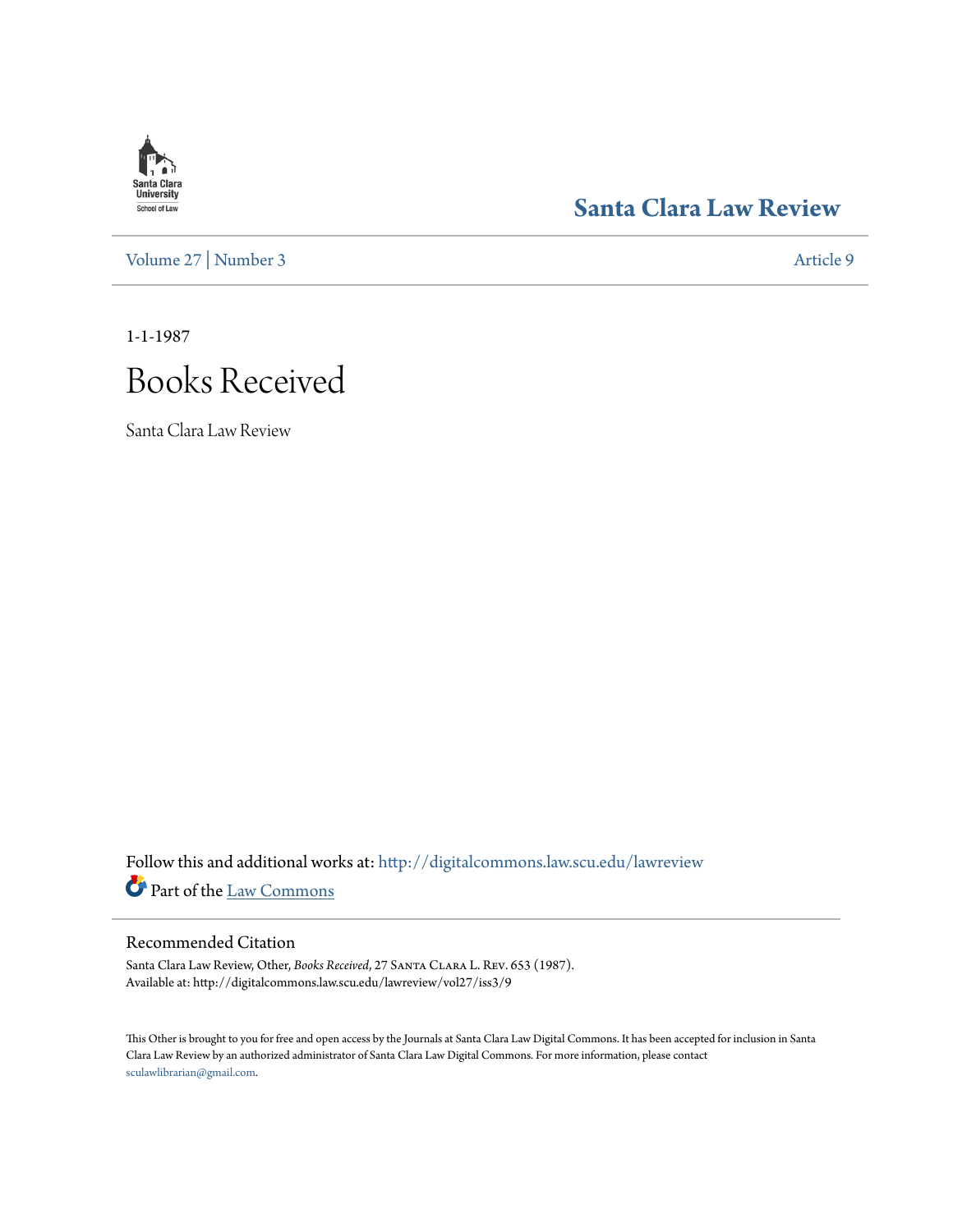Santa Clara University School of Law

# Santa Clara Law Review

Volume 27 | Number 3 Article 9

1-1-1987

# Books Received

Santa Clara Law Review

Follow this and additional works at: http://digitalcommons.law.scu.edu/lawreview

Part of the Law Commons

## Recommended Citation

Santa Clara Law Review, Other, *Books Received*, 27 Santa Clara L. Rev. 653 (1987).
Available at: http://digitalcommons.law.scu.edu/lawreview/vol27/iss3/9

This Other is brought to you for free and open access by the Journals at Santa Clara Law Digital Commons. It has been accepted for inclusion in Santa Clara Law Review by an authorized administrator of Santa Clara Law Digital Commons. For more information, please contact sculawlibrarian@gmail.com.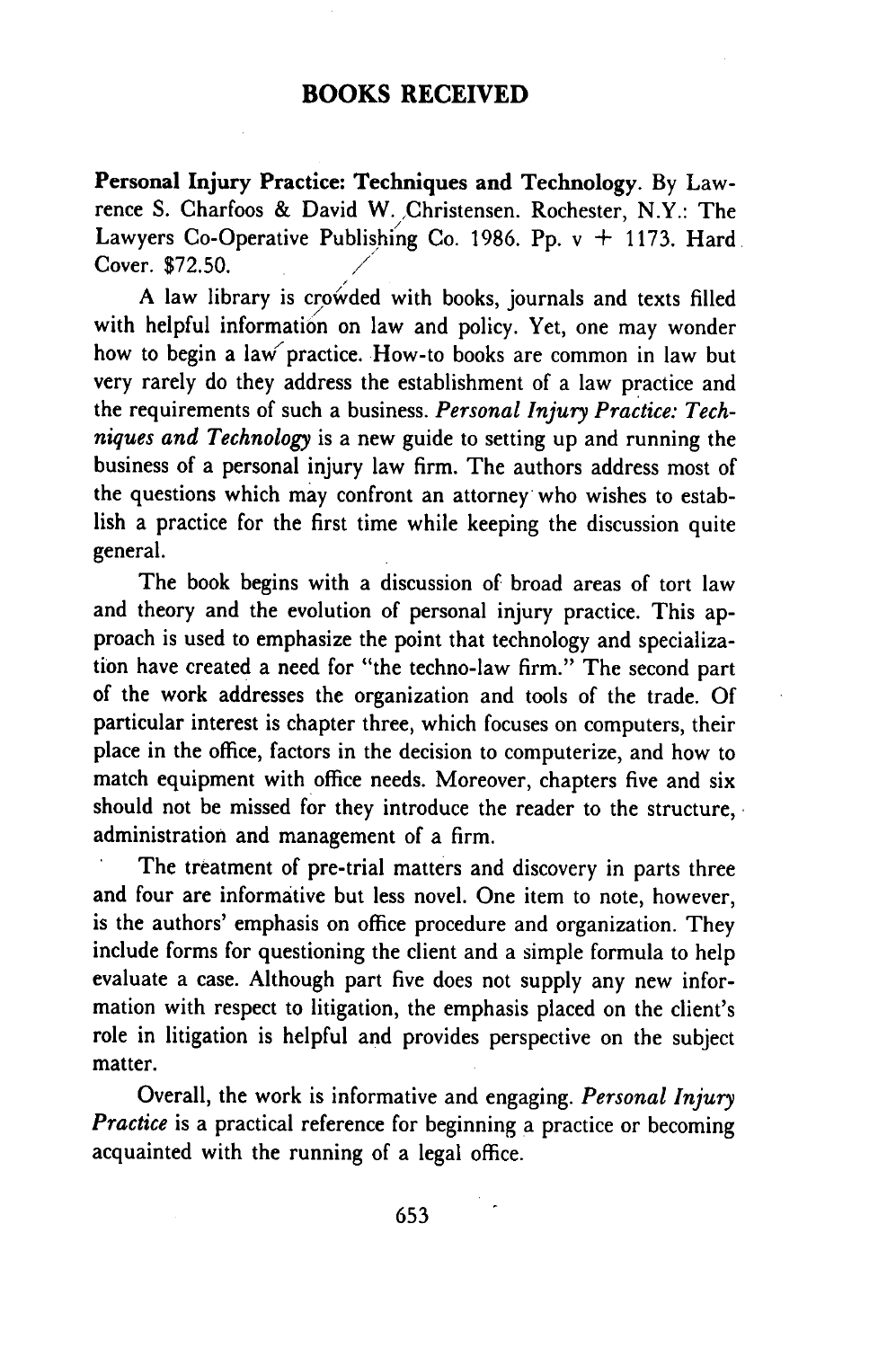# BOOKS RECEIVED

**Personal Injury Practice: Techniques and Technology.** By Lawrence S. Charfoos & David W. Christensen. Rochester, N.Y.: The Lawyers Co-Operative Publishing Co. 1986. Pp. v + 1173. Hard Cover. $72.50.

A law library is crowded with books, journals and texts filled with helpful information on law and policy. Yet, one may wonder how to begin a law practice. How-to books are common in law but very rarely do they address the establishment of a law practice and the requirements of such a business. *Personal Injury Practice: Techniques and Technology* is a new guide to setting up and running the business of a personal injury law firm. The authors address most of the questions which may confront an attorney who wishes to establish a practice for the first time while keeping the discussion quite general.

The book begins with a discussion of broad areas of tort law and theory and the evolution of personal injury practice. This approach is used to emphasize the point that technology and specialization have created a need for "the techno-law firm." The second part of the work addresses the organization and tools of the trade. Of particular interest is chapter three, which focuses on computers, their place in the office, factors in the decision to computerize, and how to match equipment with office needs. Moreover, chapters five and six should not be missed for they introduce the reader to the structure, administration and management of a firm.

The treatment of pre-trial matters and discovery in parts three and four are informative but less novel. One item to note, however, is the authors' emphasis on office procedure and organization. They include forms for questioning the client and a simple formula to help evaluate a case. Although part five does not supply any new information with respect to litigation, the emphasis placed on the client's role in litigation is helpful and provides perspective on the subject matter.

Overall, the work is informative and engaging. *Personal Injury Practice* is a practical reference for beginning a practice or becoming acquainted with the running of a legal office.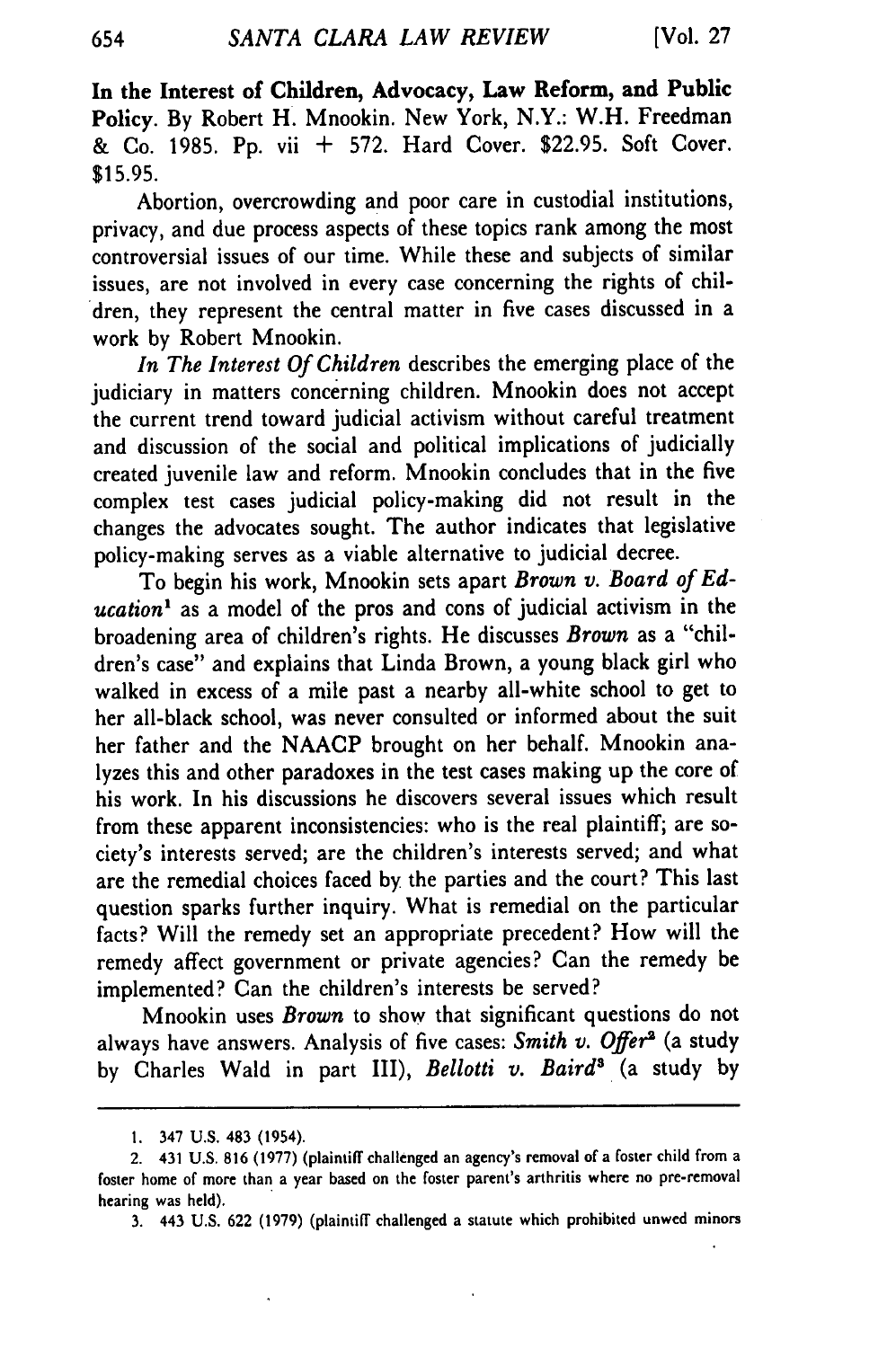**In the Interest of Children, Advocacy, Law Reform, and Public Policy.** By Robert H. Mnookin. New York, N.Y.: W.H. Freedman & Co. 1985. Pp. vii + 572. Hard Cover. $22.95. Soft Cover. $15.95.

Abortion, overcrowding and poor care in custodial institutions, privacy, and due process aspects of these topics rank among the most controversial issues of our time. While these and subjects of similar issues, are not involved in every case concerning the rights of children, they represent the central matter in five cases discussed in a work by Robert Mnookin.

*In The Interest Of Children* describes the emerging place of the judiciary in matters concerning children. Mnookin does not accept the current trend toward judicial activism without careful treatment and discussion of the social and political implications of judicially created juvenile law and reform. Mnookin concludes that in the five complex test cases judicial policy-making did not result in the changes the advocates sought. The author indicates that legislative policy-making serves as a viable alternative to judicial decree.

To begin his work, Mnookin sets apart *Brown v. Board of Education*[1] as a model of the pros and cons of judicial activism in the broadening area of children's rights. He discusses *Brown* as a "children's case" and explains that Linda Brown, a young black girl who walked in excess of a mile past a nearby all-white school to get to her all-black school, was never consulted or informed about the suit her father and the NAACP brought on her behalf. Mnookin analyzes this and other paradoxes in the test cases making up the core of his work. In his discussions he discovers several issues which result from these apparent inconsistencies: who is the real plaintiff; are society's interests served; are the children's interests served; and what are the remedial choices faced by the parties and the court? This last question sparks further inquiry. What is remedial on the particular facts? Will the remedy set an appropriate precedent? How will the remedy affect government or private agencies? Can the remedy be implemented? Can the children's interests be served?

Mnookin uses *Brown* to show that significant questions do not always have answers. Analysis of five cases: *Smith v. Offer*[2] (a study by Charles Wald in part III), *Bellotti v. Baird*[3] (a study by

1. 347 U.S. 483 (1954).

2. 431 U.S. 816 (1977) (plaintiff challenged an agency's removal of a foster child from a foster home of more than a year based on the foster parent's arthritis where no pre-removal hearing was held).

3. 443 U.S. 622 (1979) (plaintiff challenged a statute which prohibited unwed minors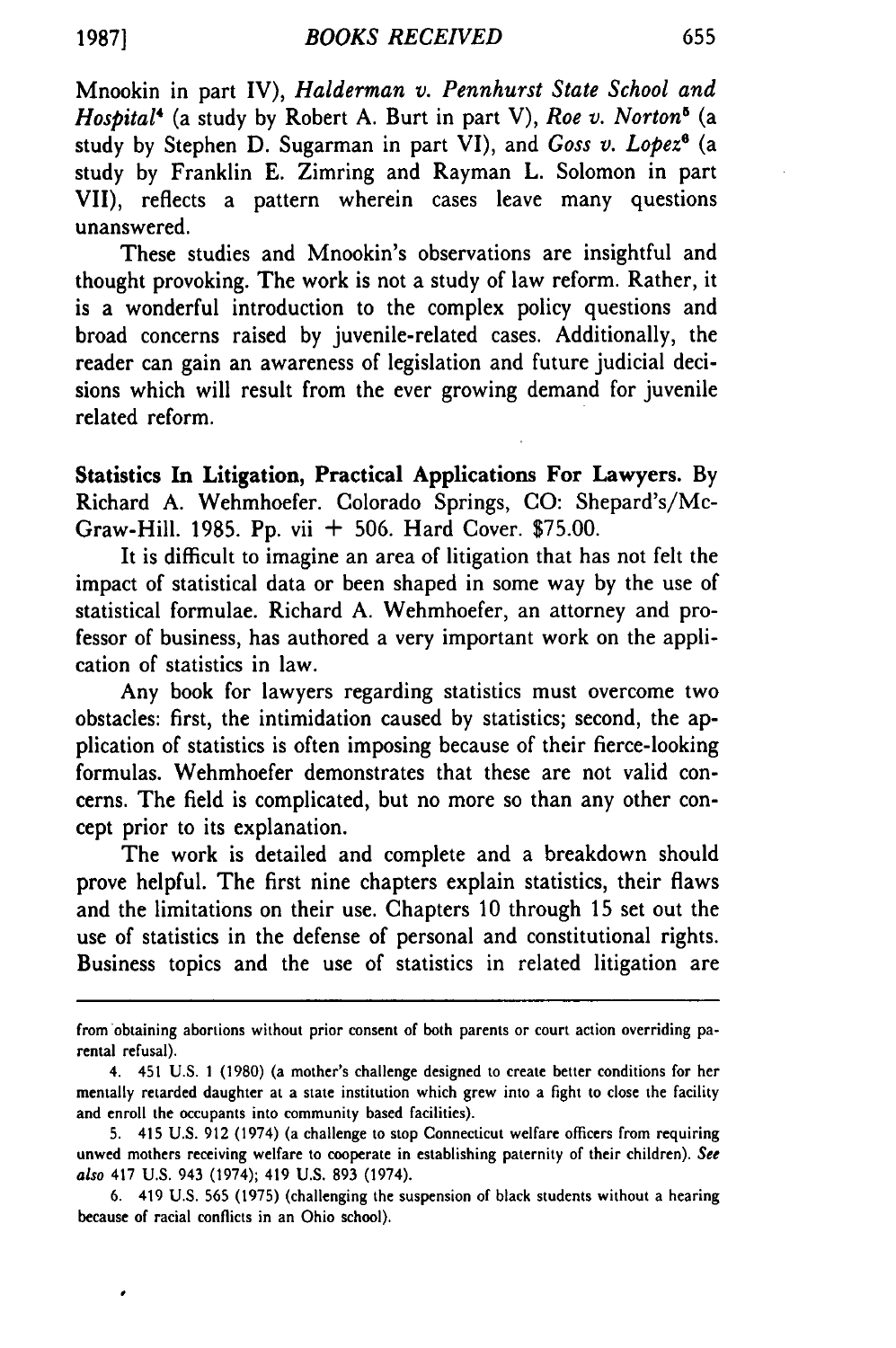Mnookin in part IV), *Halderman v. Pennhurst State School and Hospital*[4] (a study by Robert A. Burt in part V), *Roe v. Norton*[5] (a study by Stephen D. Sugarman in part VI), and *Goss v. Lopez*[6] (a study by Franklin E. Zimring and Rayman L. Solomon in part VII), reflects a pattern wherein cases leave many questions unanswered.

These studies and Mnookin's observations are insightful and thought provoking. The work is not a study of law reform. Rather, it is a wonderful introduction to the complex policy questions and broad concerns raised by juvenile-related cases. Additionally, the reader can gain an awareness of legislation and future judicial decisions which will result from the ever growing demand for juvenile related reform.

**Statistics In Litigation, Practical Applications For Lawyers.** By Richard A. Wehmhoefer. Colorado Springs, CO: Shepard's/McGraw-Hill. 1985. Pp. vii + 506. Hard Cover. $75.00.

It is difficult to imagine an area of litigation that has not felt the impact of statistical data or been shaped in some way by the use of statistical formulae. Richard A. Wehmhoefer, an attorney and professor of business, has authored a very important work on the application of statistics in law.

Any book for lawyers regarding statistics must overcome two obstacles: first, the intimidation caused by statistics; second, the application of statistics is often imposing because of their fierce-looking formulas. Wehmhoefer demonstrates that these are not valid concerns. The field is complicated, but no more so than any other concept prior to its explanation.

The work is detailed and complete and a breakdown should prove helpful. The first nine chapters explain statistics, their flaws and the limitations on their use. Chapters 10 through 15 set out the use of statistics in the defense of personal and constitutional rights. Business topics and the use of statistics in related litigation are

---

from obtaining abortions without prior consent of both parents or court action overriding parental refusal).

4. 451 U.S. 1 (1980) (a mother's challenge designed to create better conditions for her mentally retarded daughter at a state institution which grew into a fight to close the facility and enroll the occupants into community based facilities).

5. 415 U.S. 912 (1974) (a challenge to stop Connecticut welfare officers from requiring unwed mothers receiving welfare to cooperate in establishing paternity of their children). *See also* 417 U.S. 943 (1974); 419 U.S. 893 (1974).

6. 419 U.S. 565 (1975) (challenging the suspension of black students without a hearing because of racial conflicts in an Ohio school).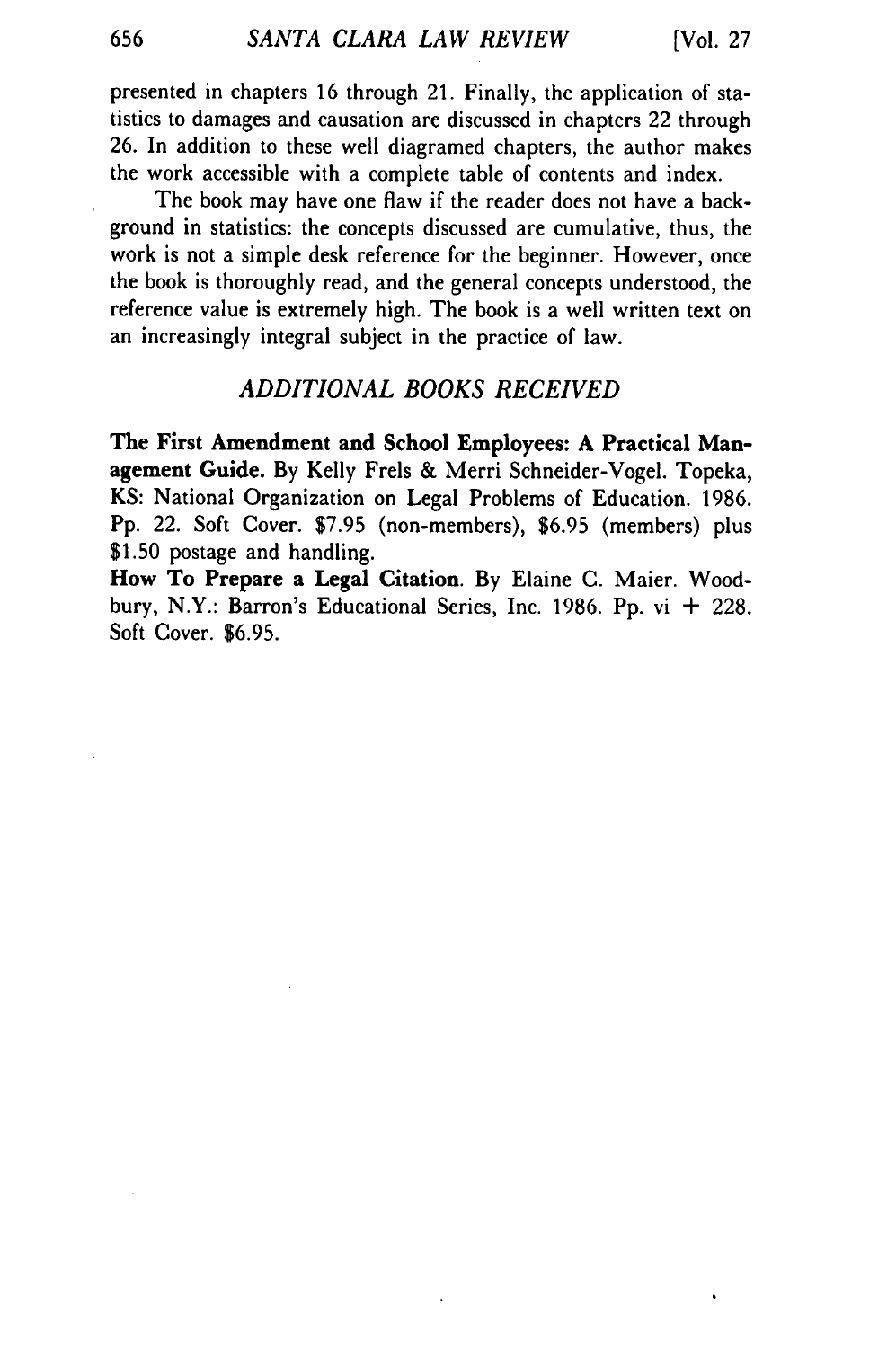presented in chapters 16 through 21. Finally, the application of statistics to damages and causation are discussed in chapters 22 through 26. In addition to these well diagramed chapters, the author makes the work accessible with a complete table of contents and index.

The book may have one flaw if the reader does not have a background in statistics: the concepts discussed are cumulative, thus, the work is not a simple desk reference for the beginner. However, once the book is thoroughly read, and the general concepts understood, the reference value is extremely high. The book is a well written text on an increasingly integral subject in the practice of law.

## *ADDITIONAL BOOKS RECEIVED*

**The First Amendment and School Employees: A Practical Management Guide.** By Kelly Frels & Merri Schneider-Vogel. Topeka, KS: National Organization on Legal Problems of Education. 1986. Pp. 22. Soft Cover. $7.95 (non-members), $6.95 (members) plus $1.50 postage and handling.

**How To Prepare a Legal Citation.** By Elaine C. Maier. Woodbury, N.Y.: Barron's Educational Series, Inc. 1986. Pp. vi + 228. Soft Cover. $6.95.